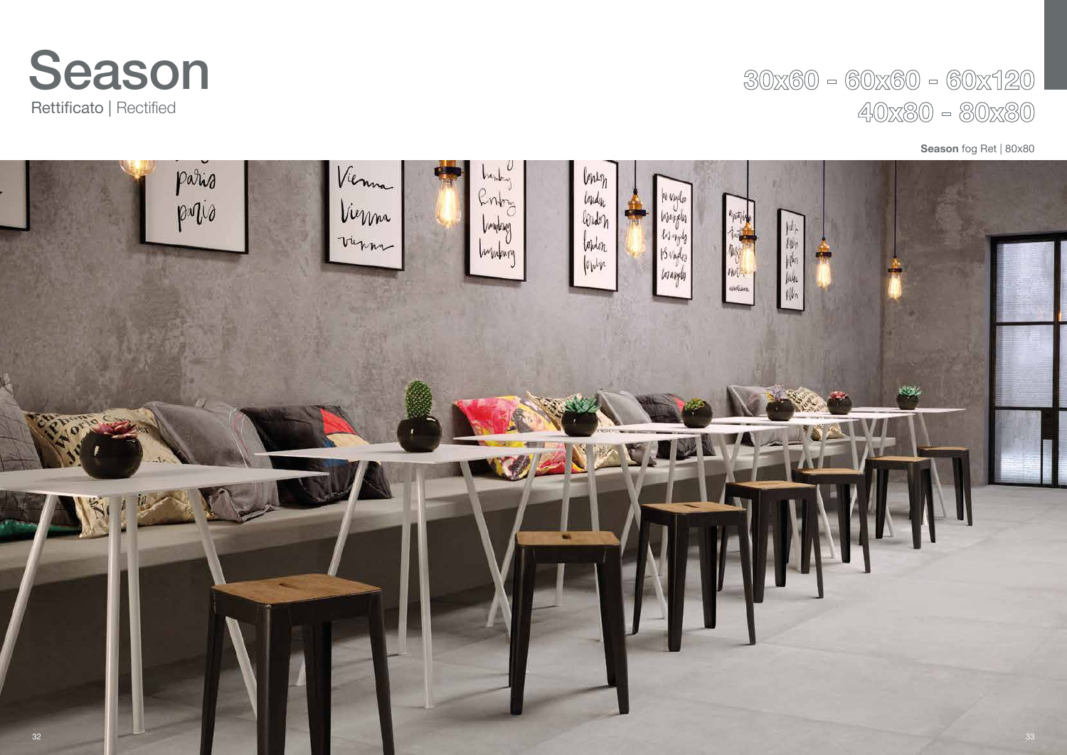# Season

Rettificato | Rectified

30x60 - 60x60 - 60x120
40x80 - 80x80

**Season** fog Ret | 80x80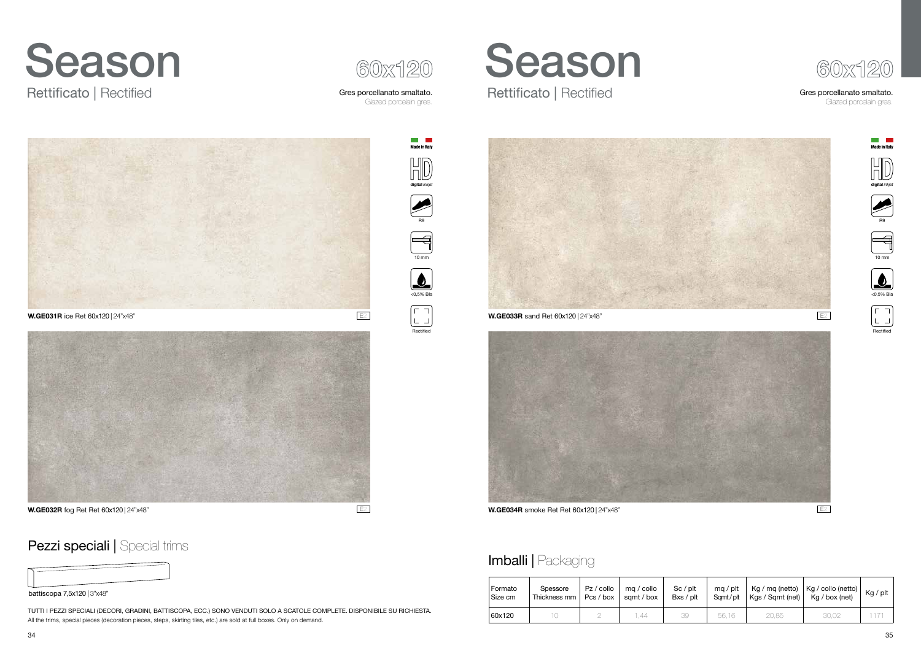# Season

## Rettificato | Rectified

60x120

Gres porcellanato smaltato.
Glazed porcelain gres.

Made in Italy

HD digital inkjet

R9

10 mm

<0,5% Bla

Rectified

**W.GE031R** ice Ret 60x120 | 24"x48"

**W.GE032R** fog Ret Ret 60x120 | 24"x48"

## Pezzi speciali | Special trims

battiscopa 7,5x120 | 3"x48"

TUTTI I PEZZI SPECIALI (DECORI, GRADINI, BATTISCOPA, ECC.) SONO VENDUTI SOLO A SCATOLE COMPLETE. DISPONIBILE SU RICHIESTA.
All the trims, special pieces (decoration pieces, steps, skirting tiles, etc.) are sold at full boxes. Only on demand.

# Season

## Rettificato | Rectified

60x120

Gres porcellanato smaltato.
Glazed porcelain gres.

Made in Italy

HD digital inkjet

R9

10 mm

<0,5% Bla

Rectified

**W.GE033R** sand Ret 60x120 | 24"x48"

**W.GE034R** smoke Ret Ret 60x120 | 24"x48"

## Imballi | Packaging

| Formato Size cm | Spessore Thickness mm | Pz / collo Pcs / box | mq / collo sqmt / box | Sc / plt Bxs / plt | mq / plt Sqmt / plt | Kg / mq (netto) Kgs / Sqmt (net) | Kg / collo (netto) Kg / box (net) | Kg / plt |
|---|---|---|---|---|---|---|---|---|
| 60x120 | 10 | 2 | 1,44 | 39 | 56,16 | 20,85 | 30,02 | 1171 |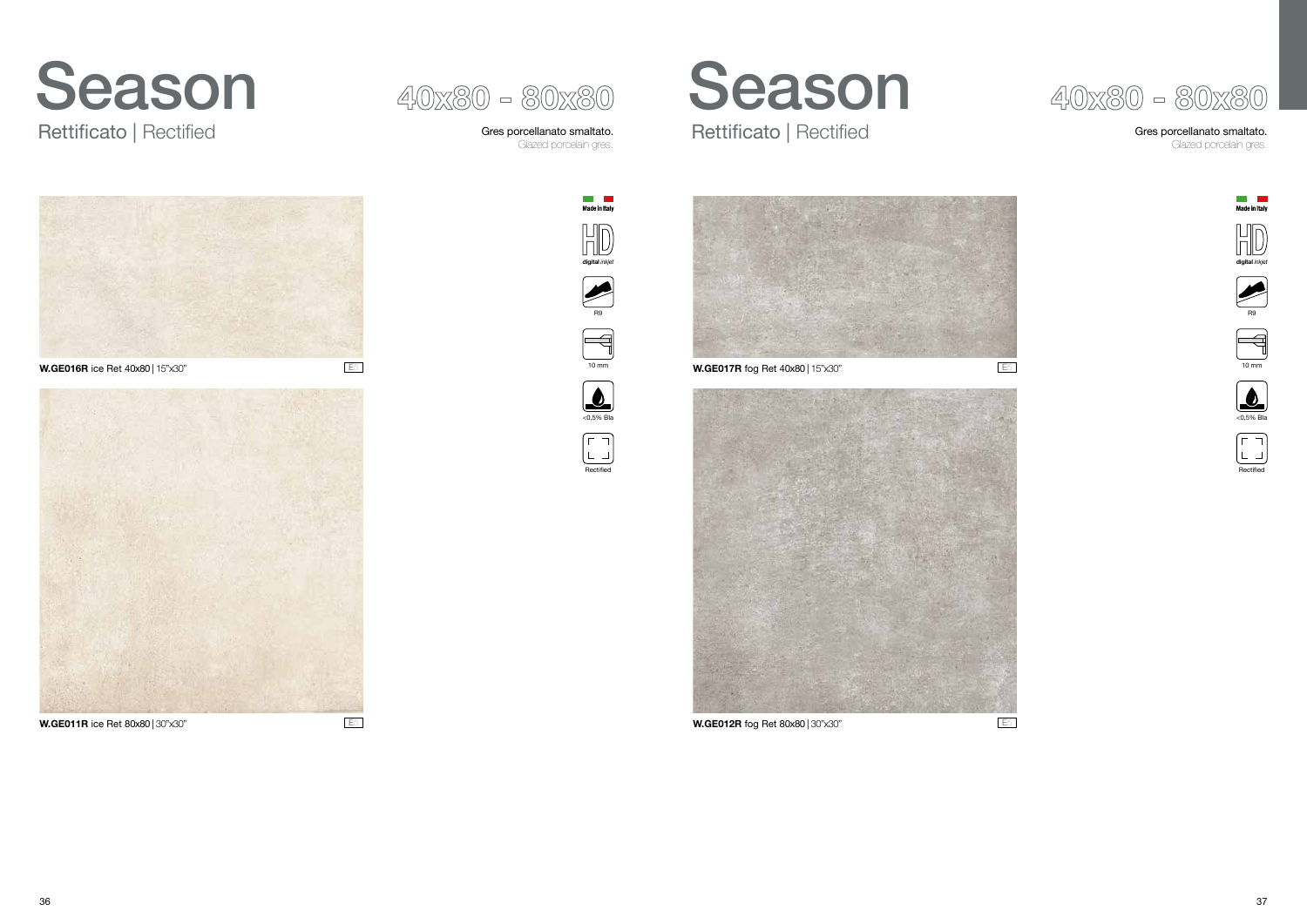# Season

## Rettificato | Rectified

40x80 - 80x80

Gres porcellanato smaltato.
*Glazed porcelain gres.*

**W.GE016R** ice Ret 40x80 | 15"x30"

**W.GE011R** ice Ret 80x80 | 30"x30"

Made in Italy

HD digital *inkjet*

R9

10 mm

<0,5% Bla

Rectified

# Season

## Rettificato | Rectified

40x80 - 80x80

Gres porcellanato smaltato.
*Glazed porcelain gres.*

**W.GE017R** fog Ret 40x80 | 15"x30"

**W.GE012R** fog Ret 80x80 | 30"x30"

Made in Italy

HD digital *inkjet*

R9

10 mm

<0,5% Bla

Rectified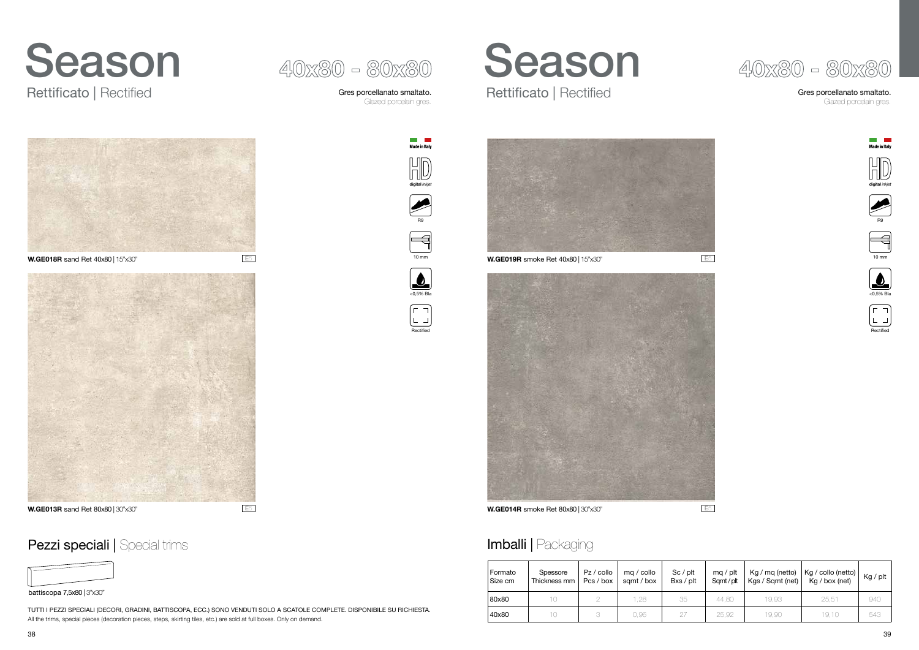# Season

Rettificato | Rectified

40x80 - 80x80

Gres porcellanato smaltato.
Glazed porcelain gres.

Made in Italy

HD digital inkjet

R9

10 mm

<0,5% Bla

Rectified

**W.GE018R** sand Ret 40x80 | 15"x30"

**W.GE013R** sand Ret 80x80 | 30"x30"

## Pezzi speciali | Special trims

battiscopa 7,5x80 | 3"x30"

TUTTI I PEZZI SPECIALI (DECORI, GRADINI, BATTISCOPA, ECC.) SONO VENDUTI SOLO A SCATOLE COMPLETE. DISPONIBILE SU RICHIESTA.
All the trims, special pieces (decoration pieces, steps, skirting tiles, etc.) are sold at full boxes. Only on demand.

# Season

Rettificato | Rectified

40x80 - 80x80

Gres porcellanato smaltato.
Glazed porcelain gres.

Made in Italy

HD digital inkjet

R9

10 mm

<0,5% Bla

Rectified

**W.GE019R** smoke Ret 40x80 | 15"x30"

**W.GE014R** smoke Ret 80x80 | 30"x30"

## Imballi | Packaging

| Formato Size cm | Spessore Thickness mm | Pz / collo Pcs / box | mq / collo sqmt / box | Sc / plt Bxs / plt | mq / plt Sqmt / plt | Kg / mq (netto) Kgs / Sqmt (net) | Kg / collo (netto) Kg / box (net) | Kg / plt |
|---|---|---|---|---|---|---|---|---|
| 80x80 | 10 | 2 | 1,28 | 35 | 44,80 | 19,93 | 25,51 | 940 |
| 40x80 | 10 | 3 | 0,96 | 27 | 25,92 | 19,90 | 19,10 | 543 |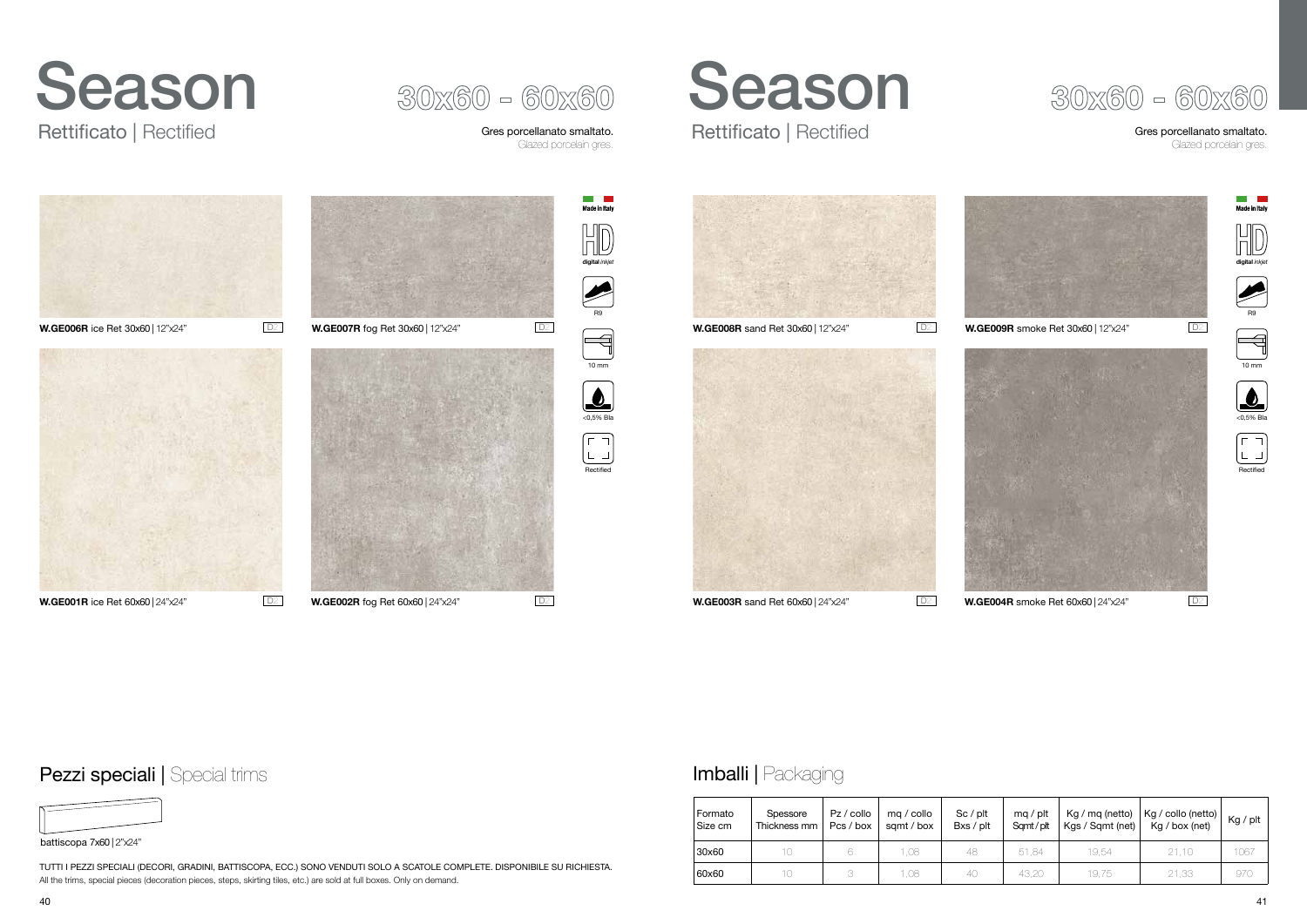# Season

Rettificato | Rectified

## 30x60 - 60x60

Gres porcellanato smaltato.
Glazed porcelain gres.

**W.GE006R** ice Ret 30x60 | 12"x24" D2

**W.GE007R** fog Ret 30x60 | 12"x24" D2

**W.GE001R** ice Ret 60x60 | 24"x24" D2

**W.GE002R** fog Ret 60x60 | 24"x24" D2

Made in Italy

HD digital inkjet

R9

10 mm

<0,5% Bla

Rectified

## Pezzi speciali | Special trims

battiscopa 7x60 | 2"x24"

TUTTI I PEZZI SPECIALI (DECORI, GRADINI, BATTISCOPA, ECC.) SONO VENDUTI SOLO A SCATOLE COMPLETE. DISPONIBILE SU RICHIESTA.
All the trims, special pieces (decoration pieces, steps, skirting tiles, etc.) are sold at full boxes. Only on demand.

# Season

Rettificato | Rectified

## 30x60 - 60x60

Gres porcellanato smaltato.
Glazed porcelain gres.

**W.GE008R** sand Ret 30x60 | 12"x24" D2

**W.GE009R** smoke Ret 30x60 | 12"x24" D2

**W.GE003R** sand Ret 60x60 | 24"x24" D2

**W.GE004R** smoke Ret 60x60 | 24"x24" D2

Made in Italy

HD digital inkjet

R9

10 mm

<0,5% Bla

Rectified

## Imballi | Packaging

| Formato Size cm | Spessore Thickness mm | Pz / collo Pcs / box | mq / collo sqmt / box | Sc / plt Bxs / plt | mq / plt Sqmt / plt | Kg / mq (netto) Kgs / Sqmt (net) | Kg / collo (netto) Kg / box (net) | Kg / plt |
|---|---|---|---|---|---|---|---|---|
| 30x60 | 10 | 6 | 1,08 | 48 | 51,84 | 19,54 | 21,10 | 1067 |
| 60x60 | 10 | 3 | 1,08 | 40 | 43,20 | 19,75 | 21,33 | 970 |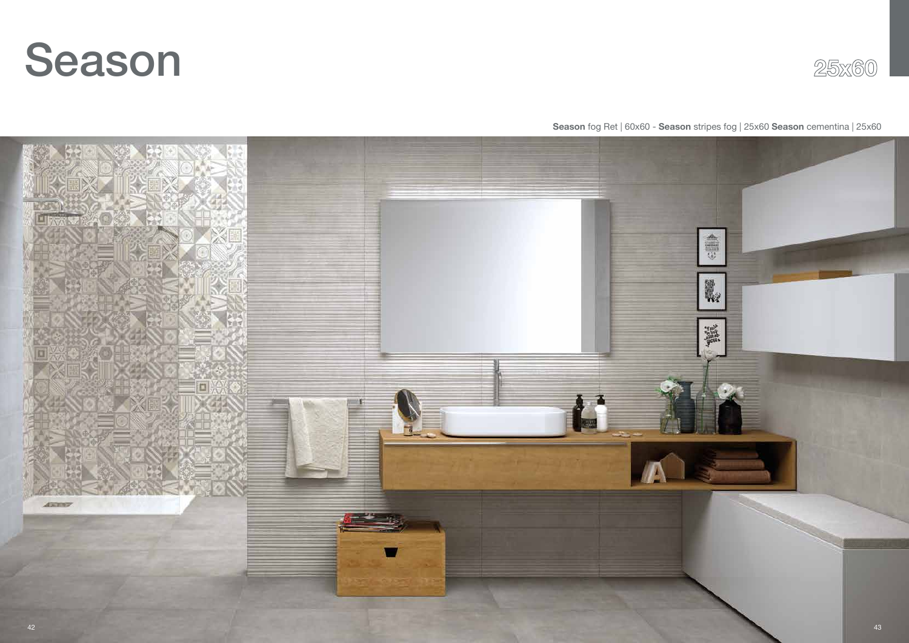# Season

25x60

**Season** fog Ret | 60x60 - **Season** stripes fog | 25x60 **Season** cementina | 25x60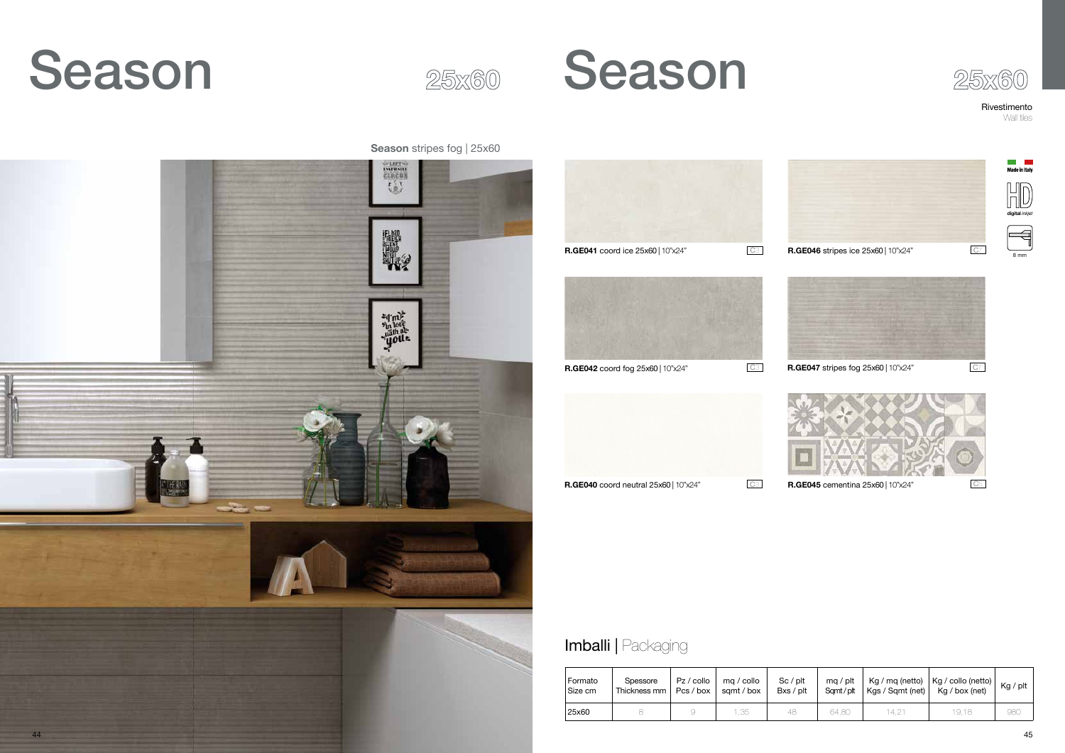# Season

25x60

Season stripes fog | 25x60

# Season

25x60

Rivestimento
Wall tiles

**R.GE041** coord ice 25x60 | 10"x24"

**R.GE046** stripes ice 25x60 | 10"x24"

**R.GE042** coord fog 25x60 | 10"x24"

**R.GE047** stripes fog 25x60 | 10"x24"

**R.GE040** coord neutral 25x60 | 10"x24"

**R.GE045** cementina 25x60 | 10"x24"

Made in Italy

HD digital inkjet

8 mm

## Imballi | Packaging

| Formato Size cm | Spessore Thickness mm | Pz / collo Pcs / box | mq / collo sqmt / box | Sc / plt Bxs / plt | mq / plt Sqmt / plt | Kg / mq (netto) Kgs / Sqmt (net) | Kg / collo (netto) Kg / box (net) | Kg / plt |
|---|---|---|---|---|---|---|---|---|
| 25x60 | 8 | 9 | 1,35 | 48 | 64,80 | 14,21 | 19,18 | 980 |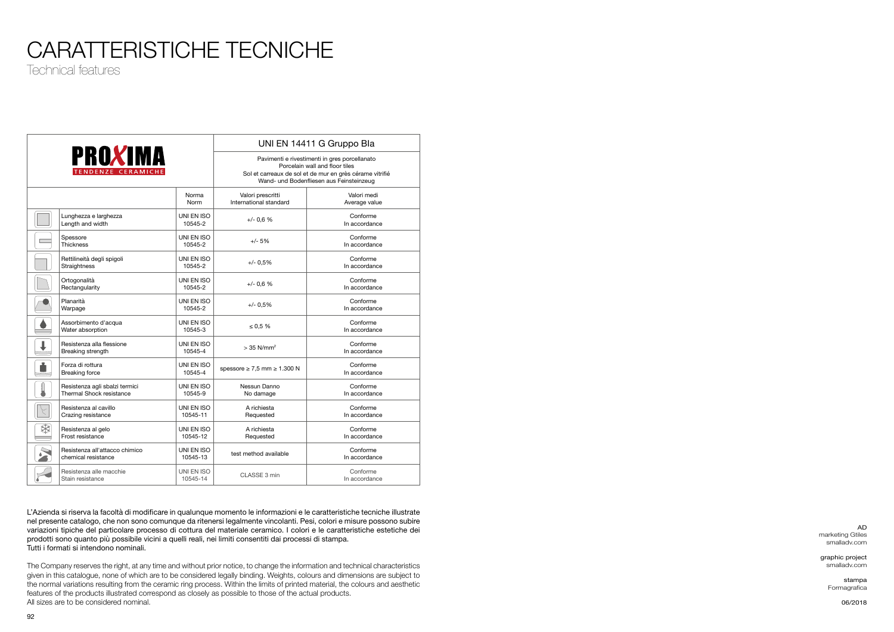# CARATTERISTICHE TECNICHE

Technical features

| PROXIMA TENDENZE CERAMICHE | | | UNI EN 14411 G Gruppo BIa<br>Pavimenti e rivestimenti in gres porcellanato<br>Porcelain wall and floor tiles<br>Sol et carreaux de sol et de mur en grès cérame vitrifié<br>Wand- und Bodenfliesen aus Feinsteinzeug | |
|---|---|---|---|---|
| | | Norma<br>Norm | Valori prescritti<br>International standard | Valori medi<br>Average value |
| | Lunghezza e larghezza<br>Length and width | UNI EN ISO 10545-2 | +/- 0,6 % | Conforme<br>In accordance |
| | Spessore<br>Thickness | UNI EN ISO 10545-2 | +/- 5% | Conforme<br>In accordance |
| | Rettilineità degli spigoli<br>Straightness | UNI EN ISO 10545-2 | +/- 0,5% | Conforme<br>In accordance |
| | Ortogonalità<br>Rectangularity | UNI EN ISO 10545-2 | +/- 0,6 % | Conforme<br>In accordance |
| | Planarità<br>Warpage | UNI EN ISO 10545-2 | +/- 0,5% | Conforme<br>In accordance |
| | Assorbimento d'acqua<br>Water absorption | UNI EN ISO 10545-3 | ≤ 0,5 % | Conforme<br>In accordance |
| | Resistenza alla flessione<br>Breaking strength | UNI EN ISO 10545-4 | > 35 N/mm² | Conforme<br>In accordance |
| | Forza di rottura<br>Breaking force | UNI EN ISO 10545-4 | spessore ≥ 7,5 mm ≥ 1.300 N | Conforme<br>In accordance |
| | Resistenza agli sbalzi termici<br>Thermal Shock resistance | UNI EN ISO 10545-9 | Nessun Danno<br>No damage | Conforme<br>In accordance |
| | Resistenza al cavillo<br>Crazing resistance | UNI EN ISO 10545-11 | A richiesta<br>Requested | Conforme<br>In accordance |
| | Resistenza al gelo<br>Frost resistance | UNI EN ISO 10545-12 | A richiesta<br>Requested | Conforme<br>In accordance |
| | Resistenza all'attacco chimico<br>chemical resistance | UNI EN ISO 10545-13 | test method available | Conforme<br>In accordance |
| | Resistenza alle macchie<br>Stain resistance | UNI EN ISO 10545-14 | CLASSE 3 min | Conforme<br>In accordance |

L'Azienda si riserva la facoltà di modificare in qualunque momento le informazioni e le caratteristiche tecniche illustrate nel presente catalogo, che non sono comunque da ritenersi legalmente vincolanti. Pesi, colori e misure possono subire variazioni tipiche del particolare processo di cottura del materiale ceramico. I colori e le caratteristiche estetiche dei prodotti sono quanto più possibile vicini a quelli reali, nei limiti consentiti dai processi di stampa.
Tutti i formati si intendono nominali.

The Company reserves the right, at any time and without prior notice, to change the information and technical characteristics given in this catalogue, none of which are to be considered legally binding. Weights, colours and dimensions are subject to the normal variations resulting from the ceramic ring process. Within the limits of printed material, the colours and aesthetic features of the products illustrated correspond as closely as possible to those of the actual products.
All sizes are to be considered nominal.

**AD**
marketing Gtiles
smalladv.com

**graphic project**
smalladv.com

**stampa**
Formagrafica

06/2018